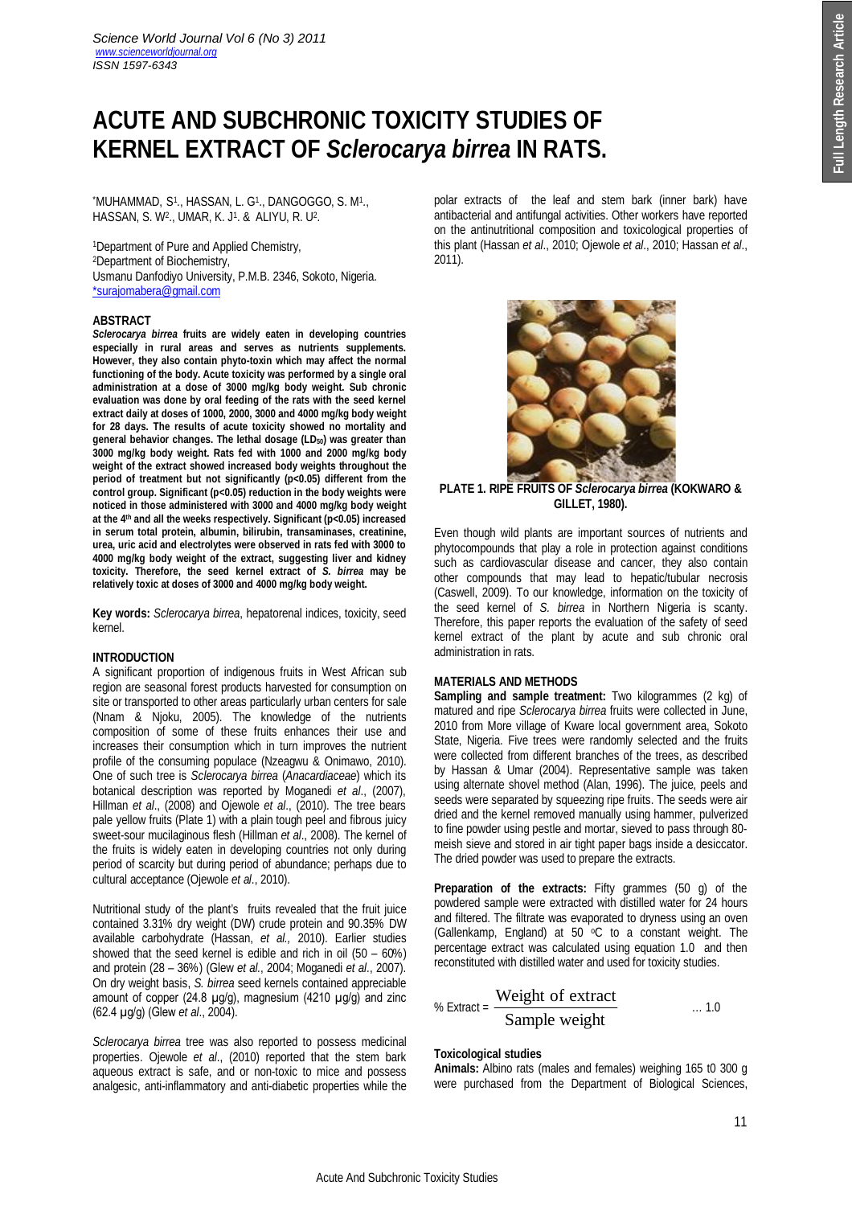# ACUTE AND SUBCHRONIC TOXICITY STUDIES OF KERNEL EXTRACT OF *Sclerocarya birrea* IN RATS.

*MUHAMMAD, S[1]., HASSAN, L. G[1]., DANGOGGO, S. M[1]., HASSAN, S. W[2]., UMAR, K. J[1]. & ALIYU, R. U[2].

[1]Department of Pure and Applied Chemistry,
[2]Department of Biochemistry,
Usmanu Danfodiyo University, P.M.B. 2346, Sokoto, Nigeria.
*surajomabera@gmail.com

## ABSTRACT

***Sclerocarya birrea*** **fruits are widely eaten in developing countries especially in rural areas and serves as nutrients supplements. However, they also contain phyto-toxin which may affect the normal functioning of the body. Acute toxicity was performed by a single oral administration at a dose of 3000 mg/kg body weight. Sub chronic evaluation was done by oral feeding of the rats with the seed kernel extract daily at doses of 1000, 2000, 3000 and 4000 mg/kg body weight for 28 days. The results of acute toxicity showed no mortality and general behavior changes. The lethal dosage ($LD_{50}$) was greater than 3000 mg/kg body weight. Rats fed with 1000 and 2000 mg/kg body weight of the extract showed increased body weights throughout the period of treatment but not significantly ($p<0.05$) different from the control group. Significant ($p<0.05$) reduction in the body weights were noticed in those administered with 3000 and 4000 mg/kg body weight at the 4th and all the weeks respectively. Significant ($p<0.05$) increased in serum total protein, albumin, bilirubin, transaminases, creatinine, urea, uric acid and electrolytes were observed in rats fed with 3000 to 4000 mg/kg body weight of the extract, suggesting liver and kidney toxicity. Therefore, the seed kernel extract of *S. birrea* may be relatively toxic at doses of 3000 and 4000 mg/kg body weight.**

**Key words:** *Sclerocarya birrea*, hepatorenal indices, toxicity, seed kernel.

## INTRODUCTION

A significant proportion of indigenous fruits in West African sub region are seasonal forest products harvested for consumption on site or transported to other areas particularly urban centers for sale (Nnam & Njoku, 2005). The knowledge of the nutrients composition of some of these fruits enhances their use and increases their consumption which in turn improves the nutrient profile of the consuming populace (Nzeagwu & Onimawo, 2010). One of such tree is *Sclerocarya birrea* (*Anacardiaceae*) which its botanical description was reported by Moganedi *et al*., (2007), Hillman *et al*., (2008) and Ojewole *et al*., (2010). The tree bears pale yellow fruits (Plate 1) with a plain tough peel and fibrous juicy sweet-sour mucilaginous flesh (Hillman *et al*., 2008). The kernel of the fruits is widely eaten in developing countries not only during period of scarcity but during period of abundance; perhaps due to cultural acceptance (Ojewole *et al*., 2010).

Nutritional study of the plant's fruits revealed that the fruit juice contained 3.31% dry weight (DW) crude protein and 90.35% DW available carbohydrate (Hassan, *et al.,* 2010). Earlier studies showed that the seed kernel is edible and rich in oil (50 – 60%) and protein (28 – 36%) (Glew *et al*., 2004; Moganedi *et al*., 2007). On dry weight basis, *S. birrea* seed kernels contained appreciable amount of copper (24.8 µg/g), magnesium (4210 µg/g) and zinc (62.4 µg/g) (Glew *et al*., 2004).

*Sclerocarya birrea* tree was also reported to possess medicinal properties. Ojewole *et al*., (2010) reported that the stem bark aqueous extract is safe, and or non-toxic to mice and possess analgesic, anti-inflammatory and anti-diabetic properties while the polar extracts of the leaf and stem bark (inner bark) have antibacterial and antifungal activities. Other workers have reported on the antinutritional composition and toxicological properties of this plant (Hassan *et al*., 2010; Ojewole *et al*., 2010; Hassan *et al*., 2011).

**PLATE 1. RIPE FRUITS OF *Sclerocarya birrea* (KOKWARO & GILLET, 1980).**

Even though wild plants are important sources of nutrients and phytocompounds that play a role in protection against conditions such as cardiovascular disease and cancer, they also contain other compounds that may lead to hepatic/tubular necrosis (Caswell, 2009). To our knowledge, information on the toxicity of the seed kernel of *S. birrea* in Northern Nigeria is scanty. Therefore, this paper reports the evaluation of the safety of seed kernel extract of the plant by acute and sub chronic oral administration in rats.

## MATERIALS AND METHODS

**Sampling and sample treatment:** Two kilogrammes (2 kg) of matured and ripe *Sclerocarya birrea* fruits were collected in June, 2010 from More village of Kware local government area, Sokoto State, Nigeria. Five trees were randomly selected and the fruits were collected from different branches of the trees, as described by Hassan & Umar (2004). Representative sample was taken using alternate shovel method (Alan, 1996). The juice, peels and seeds were separated by squeezing ripe fruits. The seeds were air dried and the kernel removed manually using hammer, pulverized to fine powder using pestle and mortar, sieved to pass through 80-meish sieve and stored in air tight paper bags inside a desiccator. The dried powder was used to prepare the extracts.

**Preparation of the extracts:** Fifty grammes (50 g) of the powdered sample were extracted with distilled water for 24 hours and filtered. The filtrate was evaporated to dryness using an oven (Gallenkamp, England) at 50 °C to a constant weight. The percentage extract was calculated using equation 1.0 and then reconstituted with distilled water and used for toxicity studies.

$$\% \text{ Extract} = \frac{\text{Weight of extract}}{\text{Sample weight}} \quad \ldots 1.0$$

**Toxicological studies**

**Animals:** Albino rats (males and females) weighing 165 t0 300 g were purchased from the Department of Biological Sciences,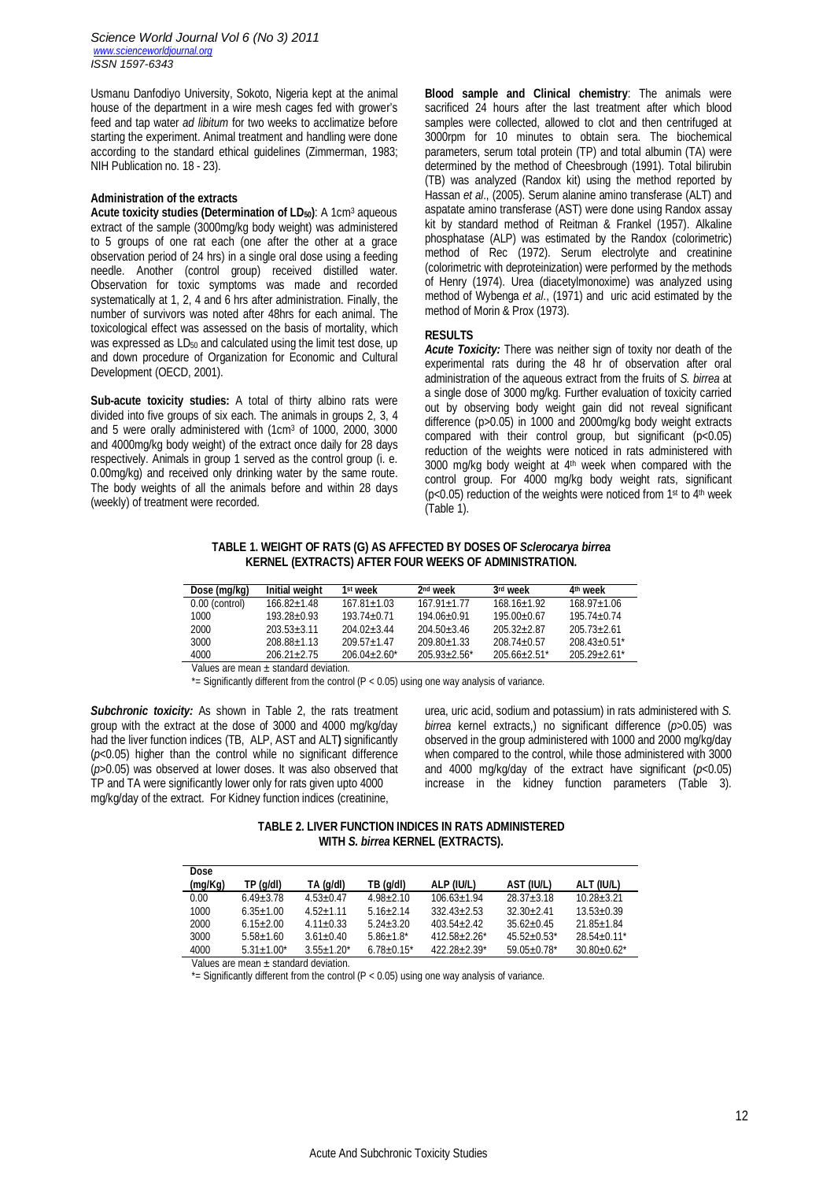Usmanu Danfodiyo University, Sokoto, Nigeria kept at the animal house of the department in a wire mesh cages fed with grower's feed and tap water *ad libitum* for two weeks to acclimatize before starting the experiment. Animal treatment and handling were done according to the standard ethical guidelines (Zimmerman, 1983; NIH Publication no. 18 - 23).

**Administration of the extracts**

**Acute toxicity studies (Determination of $LD_{50}$)**: A 1cm$^3$ aqueous extract of the sample (3000mg/kg body weight) was administered to 5 groups of one rat each (one after the other at a grace observation period of 24 hrs) in a single oral dose using a feeding needle. Another (control group) received distilled water. Observation for toxic symptoms was made and recorded systematically at 1, 2, 4 and 6 hrs after administration. Finally, the number of survivors was noted after 48hrs for each animal. The toxicological effect was assessed on the basis of mortality, which was expressed as $LD_{50}$ and calculated using the limit test dose, up and down procedure of Organization for Economic and Cultural Development (OECD, 2001).

**Sub-acute toxicity studies:** A total of thirty albino rats were divided into five groups of six each. The animals in groups 2, 3, 4 and 5 were orally administered with (1cm$^3$ of 1000, 2000, 3000 and 4000mg/kg body weight) of the extract once daily for 28 days respectively. Animals in group 1 served as the control group (i. e. 0.00mg/kg) and received only drinking water by the same route. The body weights of all the animals before and within 28 days (weekly) of treatment were recorded.

**Blood sample and Clinical chemistry**: The animals were sacrificed 24 hours after the last treatment after which blood samples were collected, allowed to clot and then centrifuged at 3000rpm for 10 minutes to obtain sera. The biochemical parameters, serum total protein (TP) and total albumin (TA) were determined by the method of Cheesbrough (1991). Total bilirubin (TB) was analyzed (Randox kit) using the method reported by Hassan *et al*., (2005). Serum alanine amino transferase (ALT) and aspatate amino transferase (AST) were done using Randox assay kit by standard method of Reitman & Frankel (1957). Alkaline phosphatase (ALP) was estimated by the Randox (colorimetric) method of Rec (1972). Serum electrolyte and creatinine (colorimetric with deproteinization) were performed by the methods of Henry (1974). Urea (diacetylmonoxime) was analyzed using method of Wybenga *et al*., (1971) and uric acid estimated by the method of Morin & Prox (1973).

## RESULTS

***Acute Toxicity:*** There was neither sign of toxity nor death of the experimental rats during the 48 hr of observation after oral administration of the aqueous extract from the fruits of *S. birrea* at a single dose of 3000 mg/kg. Further evaluation of toxicity carried out by observing body weight gain did not reveal significant difference (p>0.05) in 1000 and 2000mg/kg body weight extracts compared with their control group, but significant (p<0.05) reduction of the weights were noticed in rats administered with 3000 mg/kg body weight at 4$^{th}$ week when compared with the control group. For 4000 mg/kg body weight rats, significant (p<0.05) reduction of the weights were noticed from 1$^{st}$ to 4$^{th}$ week (Table 1).

**TABLE 1. WEIGHT OF RATS (G) AS AFFECTED BY DOSES OF *Sclerocarya birrea* KERNEL (EXTRACTS) AFTER FOUR WEEKS OF ADMINISTRATION.**

| Dose (mg/kg) | Initial weight | 1$^{st}$ week | 2$^{nd}$ week | 3$^{rd}$ week | 4$^{th}$ week |
|---|---|---|---|---|---|
| 0.00 (control) | 166.82±1.48 | 167.81±1.03 | 167.91±1.77 | 168.16±1.92 | 168.97±1.06 |
| 1000 | 193.28±0.93 | 193.74±0.71 | 194.06±0.91 | 195.00±0.67 | 195.74±0.74 |
| 2000 | 203.53±3.11 | 204.02±3.44 | 204.50±3.46 | 205.32±2.87 | 205.73±2.61 |
| 3000 | 208.88±1.13 | 209.57±1.47 | 209.80±1.33 | 208.74±0.57 | 208.43±0.51* |
| 4000 | 206.21±2.75 | 206.04±2.60* | 205.93±2.56* | 205.66±2.51* | 205.29±2.61* |

Values are mean ± standard deviation.

*= Significantly different from the control (P < 0.05) using one way analysis of variance.

***Subchronic toxicity:*** As shown in Table 2, the rats treatment group with the extract at the dose of 3000 and 4000 mg/kg/day had the liver function indices (TB, ALP, AST and ALT**)** significantly (*p*<0.05) higher than the control while no significant difference (*p*>0.05) was observed at lower doses. It was also observed that TP and TA were significantly lower only for rats given upto 4000 mg/kg/day of the extract. For Kidney function indices (creatinine, urea, uric acid, sodium and potassium) in rats administered with *S. birrea* kernel extracts,) no significant difference (*p*>0.05) was observed in the group administered with 1000 and 2000 mg/kg/day when compared to the control, while those administered with 3000 and 4000 mg/kg/day of the extract have significant (*p*<0.05) increase in the kidney function parameters (Table 3).

**TABLE 2. LIVER FUNCTION INDICES IN RATS ADMINISTERED WITH *S. birrea* KERNEL (EXTRACTS).**

| Dose (mg/Kg) | TP (g/dl) | TA (g/dl) | TB (g/dl) | ALP (IU/L) | AST (IU/L) | ALT (IU/L) |
|---|---|---|---|---|---|---|
| 0.00 | 6.49±3.78 | 4.53±0.47 | 4.98±2.10 | 106.63±1.94 | 28.37±3.18 | 10.28±3.21 |
| 1000 | 6.35±1.00 | 4.52±1.11 | 5.16±2.14 | 332.43±2.53 | 32.30±2.41 | 13.53±0.39 |
| 2000 | 6.15±2.00 | 4.11±0.33 | 5.24±3.20 | 403.54±2.42 | 35.62±0.45 | 21.85±1.84 |
| 3000 | 5.58±1.60 | 3.61±0.40 | 5.86±1.8* | 412.58±2.26* | 45.52±0.53* | 28.54±0.11* |
| 4000 | 5.31±1.00* | 3.55±1.20* | 6.78±0.15* | 422.28±2.39* | 59.05±0.78* | 30.80±0.62* |

Values are mean ± standard deviation.

*= Significantly different from the control (P < 0.05) using one way analysis of variance.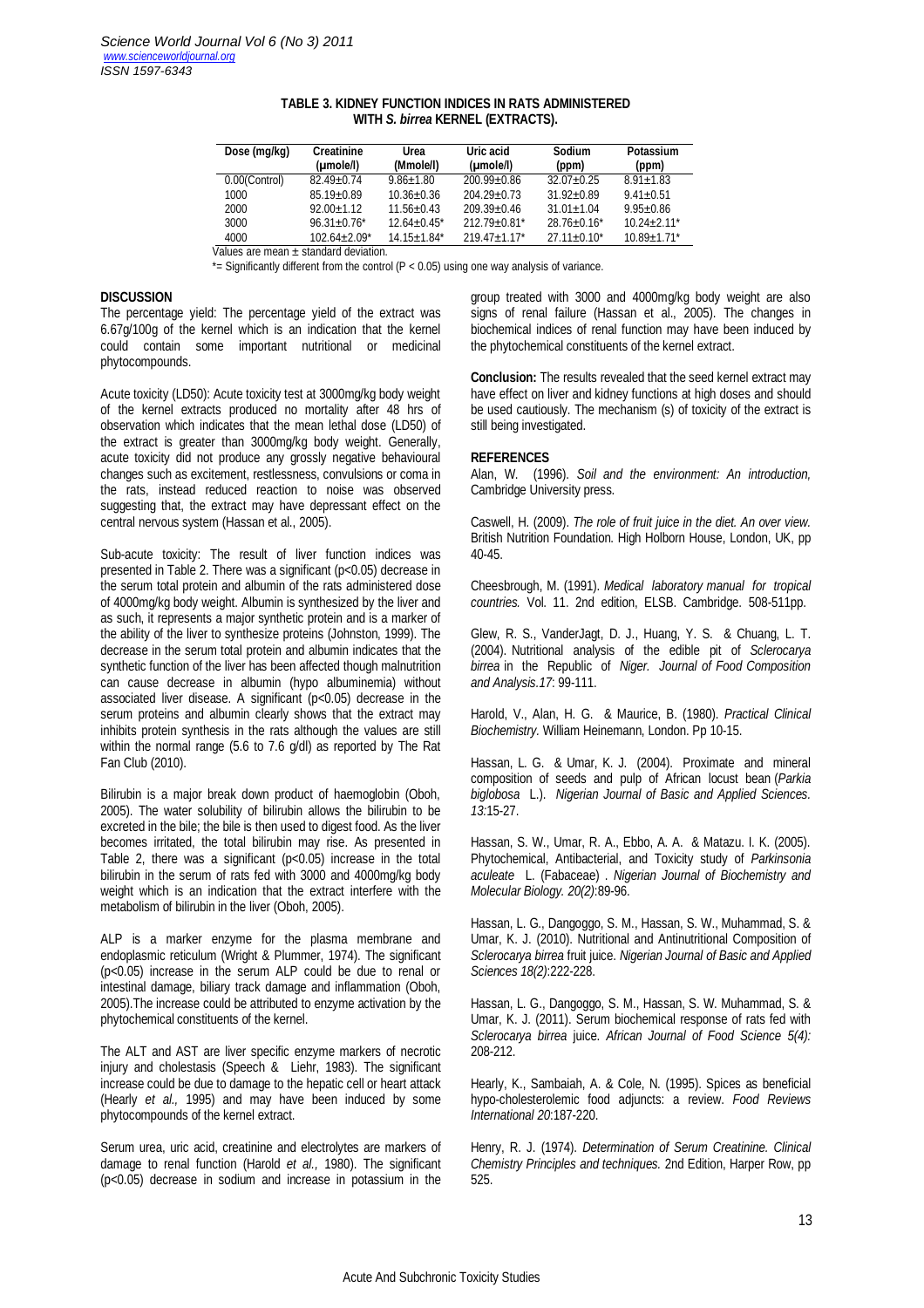**TABLE 3. KIDNEY FUNCTION INDICES IN RATS ADMINISTERED WITH *S. birrea* KERNEL (EXTRACTS).**

| Dose (mg/kg) | Creatinine (µmole/l) | Urea (Mmole/l) | Uric acid (µmole/l) | Sodium (ppm) | Potassium (ppm) |
|---|---|---|---|---|---|
| 0.00(Control) | 82.49±0.74 | 9.86±1.80 | 200.99±0.86 | 32.07±0.25 | 8.91±1.83 |
| 1000 | 85.19±0.89 | 10.36±0.36 | 204.29±0.73 | 31.92±0.89 | 9.41±0.51 |
| 2000 | 92.00±1.12 | 11.56±0.43 | 209.39±0.46 | 31.01±1.04 | 9.95±0.86 |
| 3000 | 96.31±0.76* | 12.64±0.45* | 212.79±0.81* | 28.76±0.16* | 10.24±2.11* |
| 4000 | 102.64±2.09* | 14.15±1.84* | 219.47±1.17* | 27.11±0.10* | 10.89±1.71* |

Values are mean ± standard deviation.

*= Significantly different from the control ($P < 0.05$) using one way analysis of variance.

## DISCUSSION

The percentage yield: The percentage yield of the extract was 6.67g/100g of the kernel which is an indication that the kernel could contain some important nutritional or medicinal phytocompounds.

Acute toxicity (LD50): Acute toxicity test at 3000mg/kg body weight of the kernel extracts produced no mortality after 48 hrs of observation which indicates that the mean lethal dose (LD50) of the extract is greater than 3000mg/kg body weight. Generally, acute toxicity did not produce any grossly negative behavioural changes such as excitement, restlessness, convulsions or coma in the rats, instead reduced reaction to noise was observed suggesting that, the extract may have depressant effect on the central nervous system (Hassan et al., 2005).

Sub-acute toxicity: The result of liver function indices was presented in Table 2. There was a significant ($p<0.05$) decrease in the serum total protein and albumin of the rats administered dose of 4000mg/kg body weight. Albumin is synthesized by the liver and as such, it represents a major synthetic protein and is a marker of the ability of the liver to synthesize proteins (Johnston, 1999). The decrease in the serum total protein and albumin indicates that the synthetic function of the liver has been affected though malnutrition can cause decrease in albumin (hypo albuminemia) without associated liver disease. A significant ($p<0.05$) decrease in the serum proteins and albumin clearly shows that the extract may inhibits protein synthesis in the rats although the values are still within the normal range (5.6 to 7.6 g/dl) as reported by The Rat Fan Club (2010).

Bilirubin is a major break down product of haemoglobin (Oboh, 2005). The water solubility of bilirubin allows the bilirubin to be excreted in the bile; the bile is then used to digest food. As the liver becomes irritated, the total bilirubin may rise. As presented in Table 2, there was a significant ($p<0.05$) increase in the total bilirubin in the serum of rats fed with 3000 and 4000mg/kg body weight which is an indication that the extract interfere with the metabolism of bilirubin in the liver (Oboh, 2005).

ALP is a marker enzyme for the plasma membrane and endoplasmic reticulum (Wright & Plummer, 1974). The significant ($p<0.05$) increase in the serum ALP could be due to renal or intestinal damage, biliary track damage and inflammation (Oboh, 2005).The increase could be attributed to enzyme activation by the phytochemical constituents of the kernel.

The ALT and AST are liver specific enzyme markers of necrotic injury and cholestasis (Speech & Liehr, 1983). The significant increase could be due to damage to the hepatic cell or heart attack (Hearly *et al.,* 1995) and may have been induced by some phytocompounds of the kernel extract.

Serum urea, uric acid, creatinine and electrolytes are markers of damage to renal function (Harold *et al.,* 1980). The significant ($p<0.05$) decrease in sodium and increase in potassium in the group treated with 3000 and 4000mg/kg body weight are also signs of renal failure (Hassan et al., 2005). The changes in biochemical indices of renal function may have been induced by the phytochemical constituents of the kernel extract.

**Conclusion:** The results revealed that the seed kernel extract may have effect on liver and kidney functions at high doses and should be used cautiously. The mechanism (s) of toxicity of the extract is still being investigated.

## REFERENCES

Alan, W. (1996). *Soil and the environment: An introduction,* Cambridge University press.

Caswell, H. (2009). *The role of fruit juice in the diet. An over view.* British Nutrition Foundation. High Holborn House, London, UK, pp 40-45.

Cheesbrough, M. (1991). *Medical laboratory manual for tropical countries.* Vol. 11. 2nd edition, ELSB. Cambridge. 508-511pp.

Glew, R. S., VanderJagt, D. J., Huang, Y. S. & Chuang, L. T. (2004). Nutritional analysis of the edible pit of *Sclerocarya birrea* in the Republic of *Niger. Journal of Food Composition and Analysis.17*: 99-111.

Harold, V., Alan, H. G. & Maurice, B. (1980). *Practical Clinical Biochemistry.* William Heinemann, London. Pp 10-15.

Hassan, L. G. & Umar, K. J. (2004). Proximate and mineral composition of seeds and pulp of African locust bean (*Parkia biglobosa* L.). *Nigerian Journal of Basic and Applied Sciences. 13*:15-27.

Hassan, S. W., Umar, R. A., Ebbo, A. A. & Matazu. I. K. (2005). Phytochemical, Antibacterial, and Toxicity study of *Parkinsonia aculeate* L. (Fabaceae) . *Nigerian Journal of Biochemistry and Molecular Biology. 20(2)*:89-96.

Hassan, L. G., Dangoggo, S. M., Hassan, S. W., Muhammad, S. & Umar, K. J. (2010). Nutritional and Antinutritional Composition of *Sclerocarya birrea* fruit juice. *Nigerian Journal of Basic and Applied Sciences 18(2)*:222-228.

Hassan, L. G., Dangoggo, S. M., Hassan, S. W. Muhammad, S. & Umar, K. J. (2011). Serum biochemical response of rats fed with *Sclerocarya birrea* juice. *African Journal of Food Science 5(4):* 208-212.

Hearly, K., Sambaiah, A. & Cole, N. (1995). Spices as beneficial hypo-cholesterolemic food adjuncts: a review. *Food Reviews International 20*:187-220.

Henry, R. J. (1974). *Determination of Serum Creatinine. Clinical Chemistry Principles and techniques.* 2nd Edition, Harper Row, pp 525.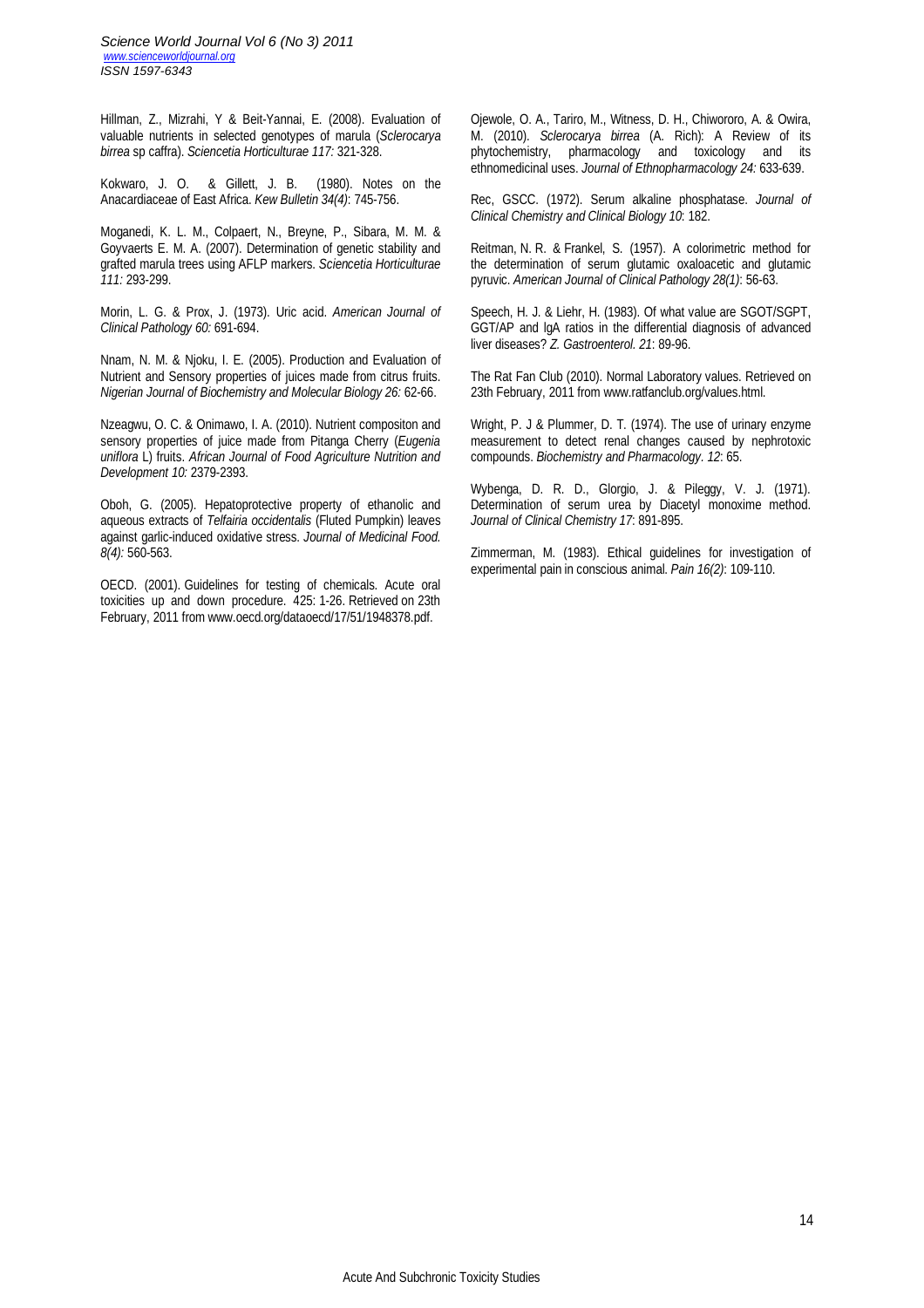Hillman, Z., Mizrahi, Y & Beit-Yannai, E. (2008). Evaluation of valuable nutrients in selected genotypes of marula (*Sclerocarya birrea* sp caffra). *Sciencetia Horticulturae 117:* 321-328.

Kokwaro, J. O. & Gillett, J. B. (1980). Notes on the Anacardiaceae of East Africa. *Kew Bulletin 34(4)*: 745-756.

Moganedi, K. L. M., Colpaert, N., Breyne, P., Sibara, M. M. & Goyvaerts E. M. A. (2007). Determination of genetic stability and grafted marula trees using AFLP markers. *Sciencetia Horticulturae 111:* 293-299.

Morin, L. G. & Prox, J. (1973). Uric acid. *American Journal of Clinical Pathology 60:* 691-694.

Nnam, N. M. & Njoku, I. E. (2005). Production and Evaluation of Nutrient and Sensory properties of juices made from citrus fruits. *Nigerian Journal of Biochemistry and Molecular Biology 26:* 62-66.

Nzeagwu, O. C. & Onimawo, I. A. (2010). Nutrient compositon and sensory properties of juice made from Pitanga Cherry (*Eugenia uniflora* L) fruits. *African Journal of Food Agriculture Nutrition and Development 10:* 2379-2393.

Oboh, G. (2005). Hepatoprotective property of ethanolic and aqueous extracts of *Telfairia occidentalis* (Fluted Pumpkin) leaves against garlic-induced oxidative stress. *Journal of Medicinal Food. 8(4):* 560-563.

OECD. (2001). Guidelines for testing of chemicals. Acute oral toxicities up and down procedure. 425: 1-26. Retrieved on 23th February, 2011 from www.oecd.org/dataoecd/17/51/1948378.pdf.

Ojewole, O. A., Tariro, M., Witness, D. H., Chiwororo, A. & Owira, M. (2010). *Sclerocarya birrea* (A. Rich): A Review of its phytochemistry, pharmacology and toxicology and its ethnomedicinal uses. *Journal of Ethnopharmacology 24:* 633-639.

Rec, GSCC. (1972). Serum alkaline phosphatase. *Journal of Clinical Chemistry and Clinical Biology 10*: 182.

Reitman, N. R. & Frankel, S. (1957). A colorimetric method for the determination of serum glutamic oxaloacetic and glutamic pyruvic. *American Journal of Clinical Pathology 28(1)*: 56-63.

Speech, H. J. & Liehr, H. (1983). Of what value are SGOT/SGPT, GGT/AP and IgA ratios in the differential diagnosis of advanced liver diseases? *Z. Gastroenterol. 21*: 89-96.

The Rat Fan Club (2010). Normal Laboratory values. Retrieved on 23th February, 2011 from www.ratfanclub.org/values.html.

Wright, P. J & Plummer, D. T. (1974). The use of urinary enzyme measurement to detect renal changes caused by nephrotoxic compounds. *Biochemistry and Pharmacology*. *12*: 65.

Wybenga, D. R. D., Glorgio, J. & Pileggy, V. J. (1971). Determination of serum urea by Diacetyl monoxime method. *Journal of Clinical Chemistry 17*: 891-895.

Zimmerman, M. (1983). Ethical guidelines for investigation of experimental pain in conscious animal. *Pain 16(2)*: 109-110.